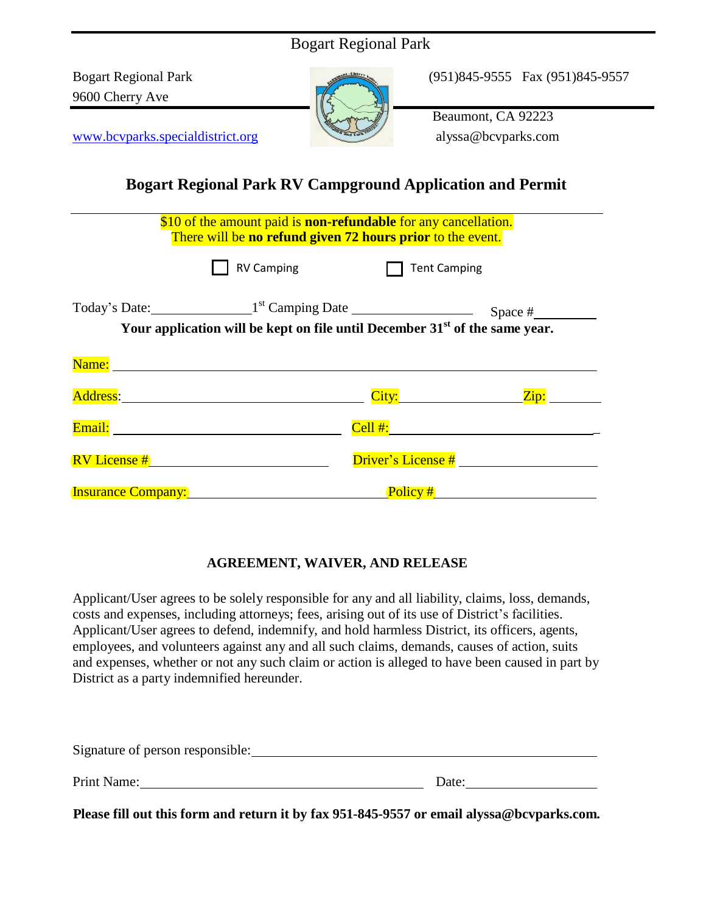Bogart Regional Park

Bogart Regional Park
9600 Cherry Ave

(951)845-9555 Fax (951)845-9557

Beaumont, CA 92223

www.bcvparks.specialdistrict.org

alyssa@bcvparks.com

## Bogart Regional Park RV Campground Application and Permit

$10 of the amount paid is **non-refundable** for any cancellation.
There will be **no refund given 72 hours prior** to the event.

☐ RV Camping ☐ Tent Camping

Today's Date:______________ 1st Camping Date ________________ Space #________

**Your application will be kept on file until December 31st of the same year.**

Name: ____________________________________________________________

Address: ______________________________ City: ______________ Zip: ________

Email: ____________________________ Cell #: ____________________________

RV License # ________________________ Driver's License # ____________________

Insurance Company: ________________________ Policy # ______________________

### AGREEMENT, WAIVER, AND RELEASE

Applicant/User agrees to be solely responsible for any and all liability, claims, loss, demands, costs and expenses, including attorneys; fees, arising out of its use of District's facilities. Applicant/User agrees to defend, indemnify, and hold harmless District, its officers, agents, employees, and volunteers against any and all such claims, demands, causes of action, suits and expenses, whether or not any such claim or action is alleged to have been caused in part by District as a party indemnified hereunder.

Signature of person responsible: ____________________________________________

Print Name: ____________________________________ Date: __________________

**Please fill out this form and return it by fax 951-845-9557 or email alyssa@bcvparks.com.**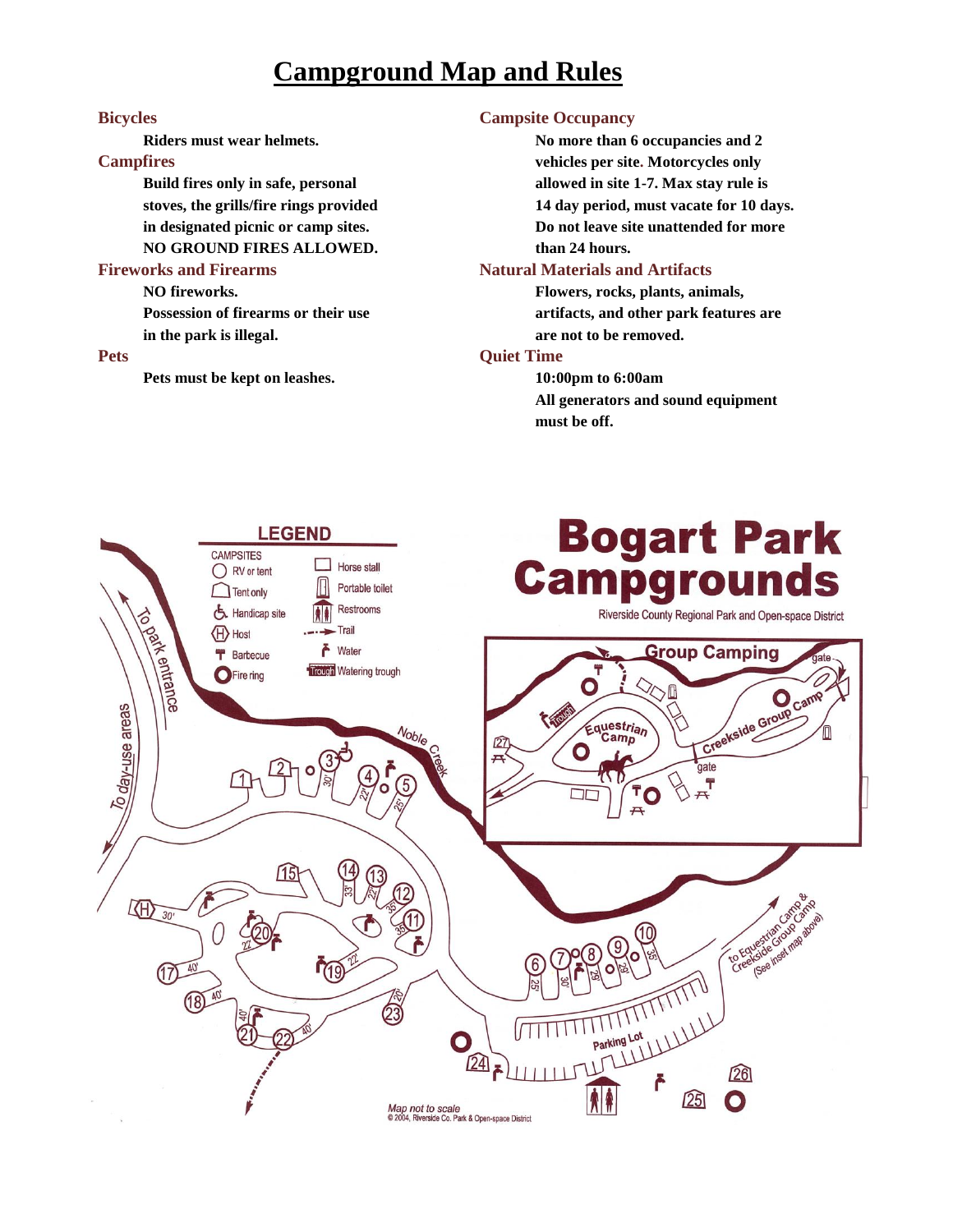# Campground Map and Rules

**Bicycles**

**Riders must wear helmets.**

**Campfires**

**Build fires only in safe, personal stoves, the grills/fire rings provided in designated picnic or camp sites. NO GROUND FIRES ALLOWED.**

**Fireworks and Firearms**

**NO fireworks.**

**Possession of firearms or their use in the park is illegal.**

**Pets**

**Pets must be kept on leashes.**

**Campsite Occupancy**

**No more than 6 occupancies and 2 vehicles per site. Motorcycles only allowed in site 1-7. Max stay rule is 14 day period, must vacate for 10 days. Do not leave site unattended for more than 24 hours.**

**Natural Materials and Artifacts**

**Flowers, rocks, plants, animals, artifacts, and other park features are are not to be removed.**

**Quiet Time**

**10:00pm to 6:00am**

**All generators and sound equipment must be off.**

LEGEND

CAMPSITES

RV or tent

Tent only

Handicap site

Host

Barbecue

Fire ring

Horse stall

Portable toilet

Restrooms

Trail

Water

Watering trough

Bogart Park Campgrounds

Riverside County Regional Park and Open-space District

Group Camping

Equestrian Camp

Creekside Group Camp

gate

To park entrance

To day-use areas

Noble Creek

Parking Lot

to Equestrian Camp & Creekside Group Camp (See inset map above)

Map not to scale

© 2004, Riverside Co. Park & Open-space District